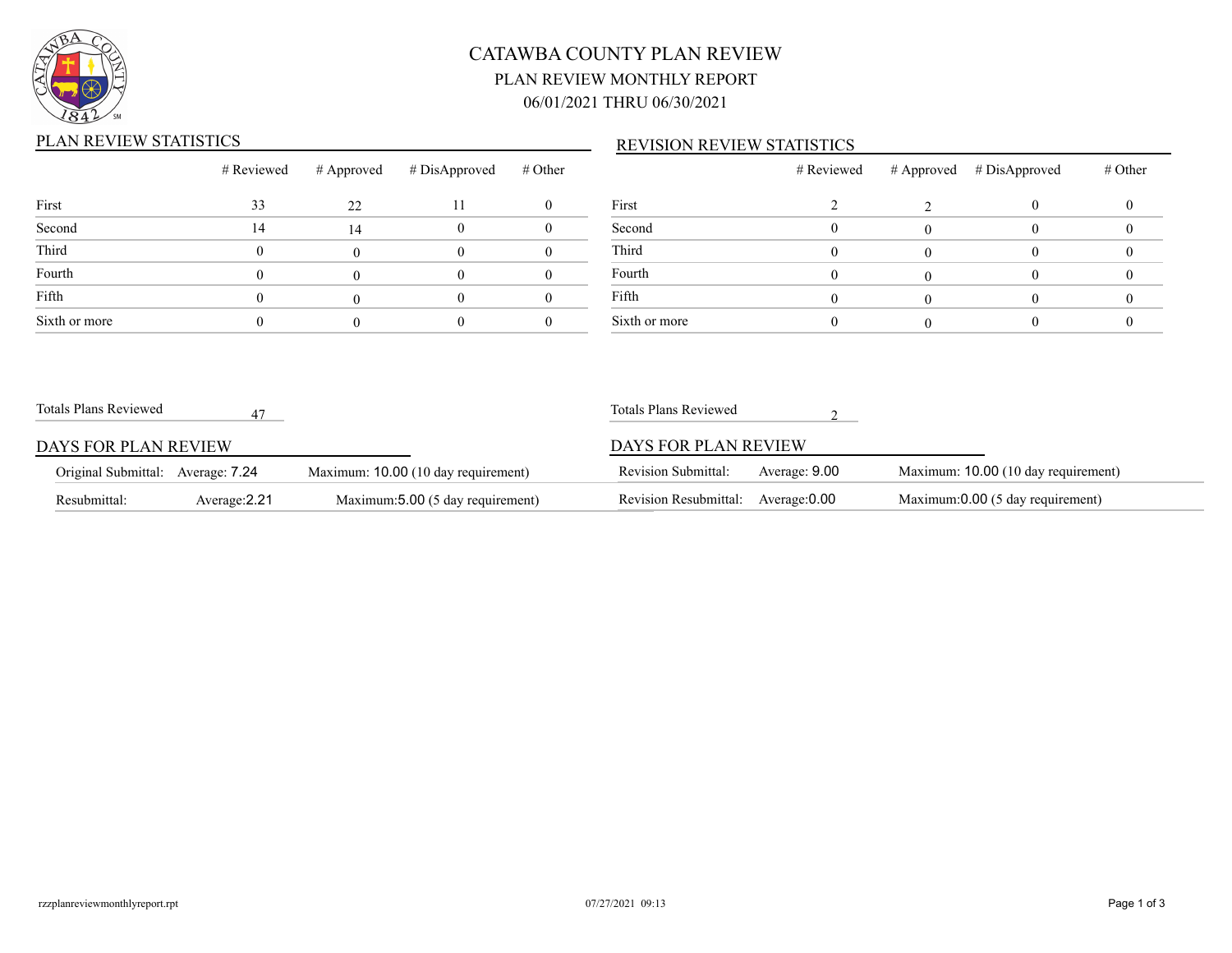# CATAWBA COUNTY PLAN REVIEW

## PLAN REVIEW MONTHLY REPORT

## 06/01/2021 THRU 06/30/2021

### PLAN REVIEW STATISTICS

| | # Reviewed | # Approved | # DisApproved | # Other |
|---|---|---|---|---|
| First | 33 | 22 | 11 | 0 |
| Second | 14 | 14 | 0 | 0 |
| Third | 0 | 0 | 0 | 0 |
| Fourth | 0 | 0 | 0 | 0 |
| Fifth | 0 | 0 | 0 | 0 |
| Sixth or more | 0 | 0 | 0 | 0 |

Totals Plans Reviewed 47

### DAYS FOR PLAN REVIEW

| | | |
|---|---|---|
| Original Submittal: | Average: 7.24 | Maximum: 10.00 (10 day requirement) |
| Resubmittal: | Average:2.21 | Maximum:5.00 (5 day requirement) |

### REVISION REVIEW STATISTICS

| | # Reviewed | # Approved | # DisApproved | # Other |
|---|---|---|---|---|
| First | 2 | 2 | 0 | 0 |
| Second | 0 | 0 | 0 | 0 |
| Third | 0 | 0 | 0 | 0 |
| Fourth | 0 | 0 | 0 | 0 |
| Fifth | 0 | 0 | 0 | 0 |
| Sixth or more | 0 | 0 | 0 | 0 |

Totals Plans Reviewed 2

### DAYS FOR PLAN REVIEW

| | | |
|---|---|---|
| Revision Submittal: | Average: 9.00 | Maximum: 10.00 (10 day requirement) |
| Revision Resubmittal: | Average:0.00 | Maximum:0.00 (5 day requirement) |

rzzplanreviewmonthlyreport.rpt 07/27/2021 09:13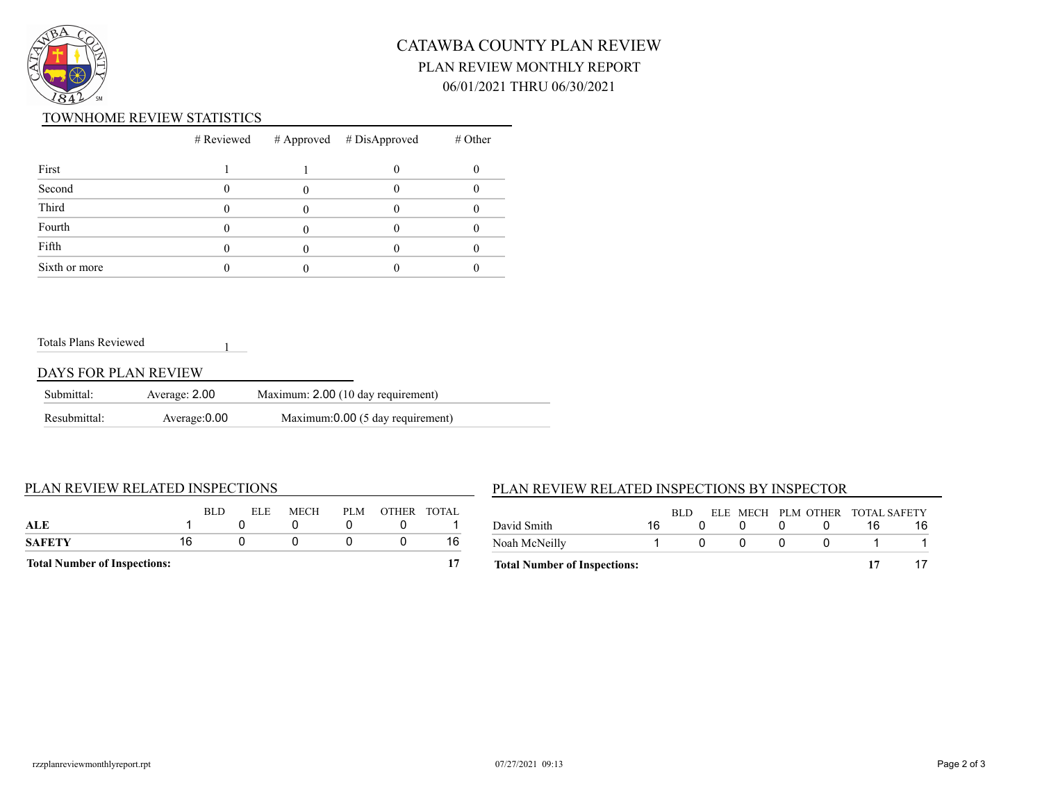# CATAWBA COUNTY PLAN REVIEW

## PLAN REVIEW MONTHLY REPORT

## 06/01/2021 THRU 06/30/2021

### TOWNHOME REVIEW STATISTICS

| | # Reviewed | # Approved | # DisApproved | # Other |
|---|---|---|---|---|
| First | 1 | 1 | 0 | 0 |
| Second | 0 | 0 | 0 | 0 |
| Third | 0 | 0 | 0 | 0 |
| Fourth | 0 | 0 | 0 | 0 |
| Fifth | 0 | 0 | 0 | 0 |
| Sixth or more | 0 | 0 | 0 | 0 |

Totals Plans Reviewed 1

### DAYS FOR PLAN REVIEW

| | | |
|---|---|---|
| Submittal: | Average: 2.00 | Maximum: 2.00 (10 day requirement) |
| Resubmittal: | Average:0.00 | Maximum:0.00 (5 day requirement) |

### PLAN REVIEW RELATED INSPECTIONS

| | BLD | ELE | MECH | PLM | OTHER | TOTAL |
|---|---|---|---|---|---|---|
| **ALE** | 1 | 0 | 0 | 0 | 0 | 1 |
| **SAFETY** | 16 | 0 | 0 | 0 | 0 | 16 |
| **Total Number of Inspections:** | | | | | | **17** |

### PLAN REVIEW RELATED INSPECTIONS BY INSPECTOR

| | BLD | ELE | MECH | PLM | OTHER | TOTAL | SAFETY |
|---|---|---|---|---|---|---|---|
| David Smith | 16 | 0 | 0 | 0 | 0 | 16 | 16 |
| Noah McNeilly | 1 | 0 | 0 | 0 | 0 | 1 | 1 |
| **Total Number of Inspections:** | | | | | | **17** | 17 |

rzzplanreviewmonthlyreport.rpt 07/27/2021 09:13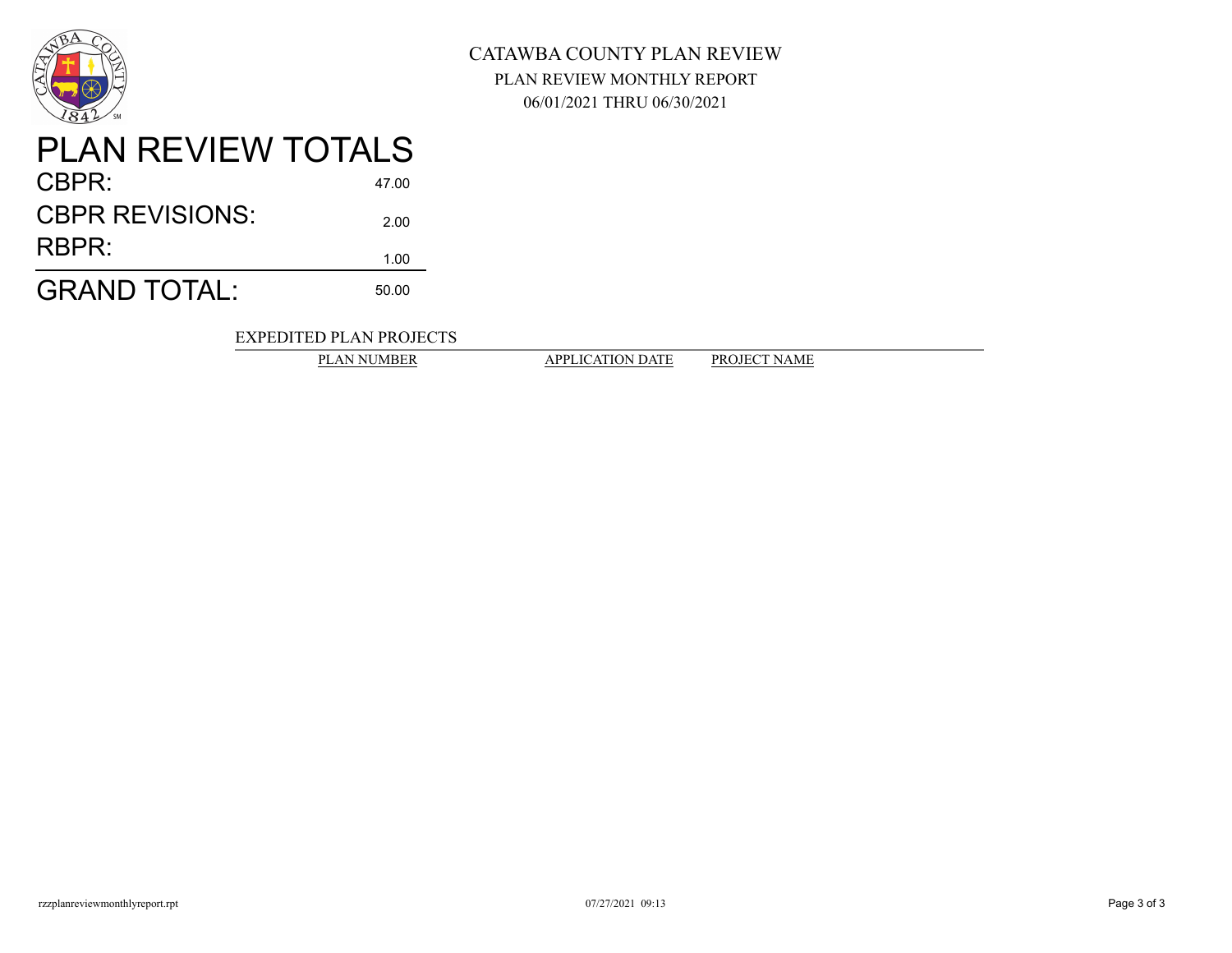CATAWBA COUNTY PLAN REVIEW

PLAN REVIEW MONTHLY REPORT

06/01/2021 THRU 06/30/2021

# PLAN REVIEW TOTALS

| | |
|---|---|
| CBPR: | 47.00 |
| CBPR REVISIONS: | 2.00 |
| RBPR: | 1.00 |
| GRAND TOTAL: | 50.00 |

EXPEDITED PLAN PROJECTS

| PLAN NUMBER | APPLICATION DATE | PROJECT NAME |
|---|---|---|

rzzplanreviewmonthlyreport.rpt 07/27/2021 09:13